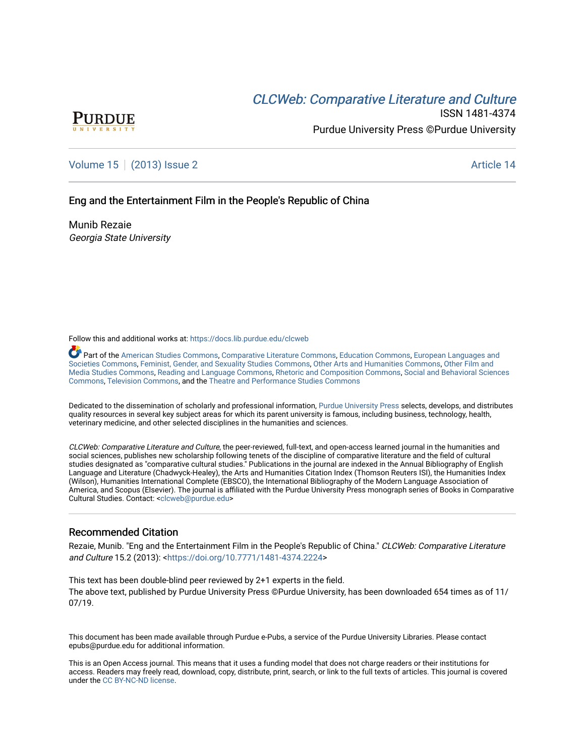PURDUE UNIVERSITY

# CLCWeb: Comparative Literature and Culture

ISSN 1481-4374

Purdue University Press ©Purdue University

Volume 15 | (2013) Issue 2 — Article 14

## Eng and the Entertainment Film in the People's Republic of China

Munib Rezaie
*Georgia State University*

Follow this and additional works at: https://docs.lib.purdue.edu/clcweb

Part of the American Studies Commons, Comparative Literature Commons, Education Commons, European Languages and Societies Commons, Feminist, Gender, and Sexuality Studies Commons, Other Arts and Humanities Commons, Other Film and Media Studies Commons, Reading and Language Commons, Rhetoric and Composition Commons, Social and Behavioral Sciences Commons, Television Commons, and the Theatre and Performance Studies Commons

Dedicated to the dissemination of scholarly and professional information, Purdue University Press selects, develops, and distributes quality resources in several key subject areas for which its parent university is famous, including business, technology, health, veterinary medicine, and other selected disciplines in the humanities and sciences.

*CLCWeb: Comparative Literature and Culture*, the peer-reviewed, full-text, and open-access learned journal in the humanities and social sciences, publishes new scholarship following tenets of the discipline of comparative literature and the field of cultural studies designated as "comparative cultural studies." Publications in the journal are indexed in the Annual Bibliography of English Language and Literature (Chadwyck-Healey), the Arts and Humanities Citation Index (Thomson Reuters ISI), the Humanities Index (Wilson), Humanities International Complete (EBSCO), the International Bibliography of the Modern Language Association of America, and Scopus (Elsevier). The journal is affiliated with the Purdue University Press monograph series of Books in Comparative Cultural Studies. Contact: <clcweb@purdue.edu>

## Recommended Citation

Rezaie, Munib. "Eng and the Entertainment Film in the People's Republic of China." *CLCWeb: Comparative Literature and Culture* 15.2 (2013): <https://doi.org/10.7771/1481-4374.2224>

This text has been double-blind peer reviewed by 2+1 experts in the field.
The above text, published by Purdue University Press ©Purdue University, has been downloaded 654 times as of 11/07/19.

This document has been made available through Purdue e-Pubs, a service of the Purdue University Libraries. Please contact epubs@purdue.edu for additional information.

This is an Open Access journal. This means that it uses a funding model that does not charge readers or their institutions for access. Readers may freely read, download, copy, distribute, print, search, or link to the full texts of articles. This journal is covered under the CC BY-NC-ND license.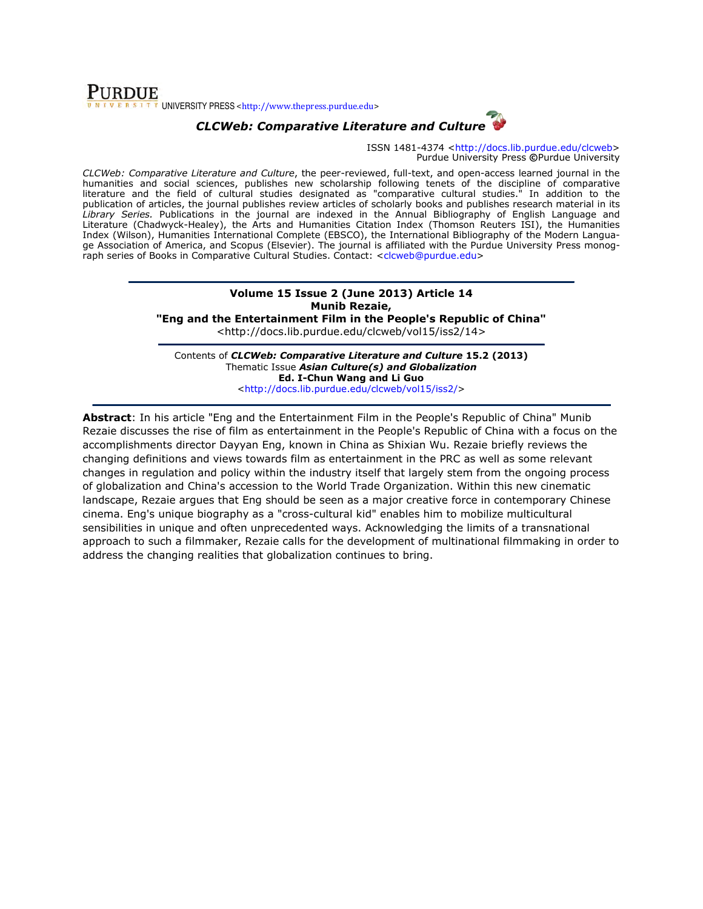**PURDUE** UNIVERSITY PRESS <http://www.thepress.purdue.edu>

***CLCWeb: Comparative Literature and Culture***

ISSN 1481-4374 <http://docs.lib.purdue.edu/clcweb>
Purdue University Press ©Purdue University

*CLCWeb: Comparative Literature and Culture*, the peer-reviewed, full-text, and open-access learned journal in the humanities and social sciences, publishes new scholarship following tenets of the discipline of comparative literature and the field of cultural studies designated as "comparative cultural studies." In addition to the publication of articles, the journal publishes review articles of scholarly books and publishes research material in its *Library Series.* Publications in the journal are indexed in the Annual Bibliography of English Language and Literature (Chadwyck-Healey), the Arts and Humanities Citation Index (Thomson Reuters ISI), the Humanities Index (Wilson), Humanities International Complete (EBSCO), the International Bibliography of the Modern Language Association of America, and Scopus (Elsevier). The journal is affiliated with the Purdue University Press monograph series of Books in Comparative Cultural Studies. Contact: <clcweb@purdue.edu>

---

**Volume 15 Issue 2 (June 2013) Article 14**
**Munib Rezaie,**
**"Eng and the Entertainment Film in the People's Republic of China"**
<http://docs.lib.purdue.edu/clcweb/vol15/iss2/14>

---

Contents of ***CLCWeb: Comparative Literature and Culture* 15.2 (2013)**
Thematic Issue ***Asian Culture(s) and Globalization***
**Ed. I-Chun Wang and Li Guo**
<http://docs.lib.purdue.edu/clcweb/vol15/iss2/>

---

**Abstract**: In his article "Eng and the Entertainment Film in the People's Republic of China" Munib Rezaie discusses the rise of film as entertainment in the People's Republic of China with a focus on the accomplishments director Dayyan Eng, known in China as Shixian Wu. Rezaie briefly reviews the changing definitions and views towards film as entertainment in the PRC as well as some relevant changes in regulation and policy within the industry itself that largely stem from the ongoing process of globalization and China's accession to the World Trade Organization. Within this new cinematic landscape, Rezaie argues that Eng should be seen as a major creative force in contemporary Chinese cinema. Eng's unique biography as a "cross-cultural kid" enables him to mobilize multicultural sensibilities in unique and often unprecedented ways. Acknowledging the limits of a transnational approach to such a filmmaker, Rezaie calls for the development of multinational filmmaking in order to address the changing realities that globalization continues to bring.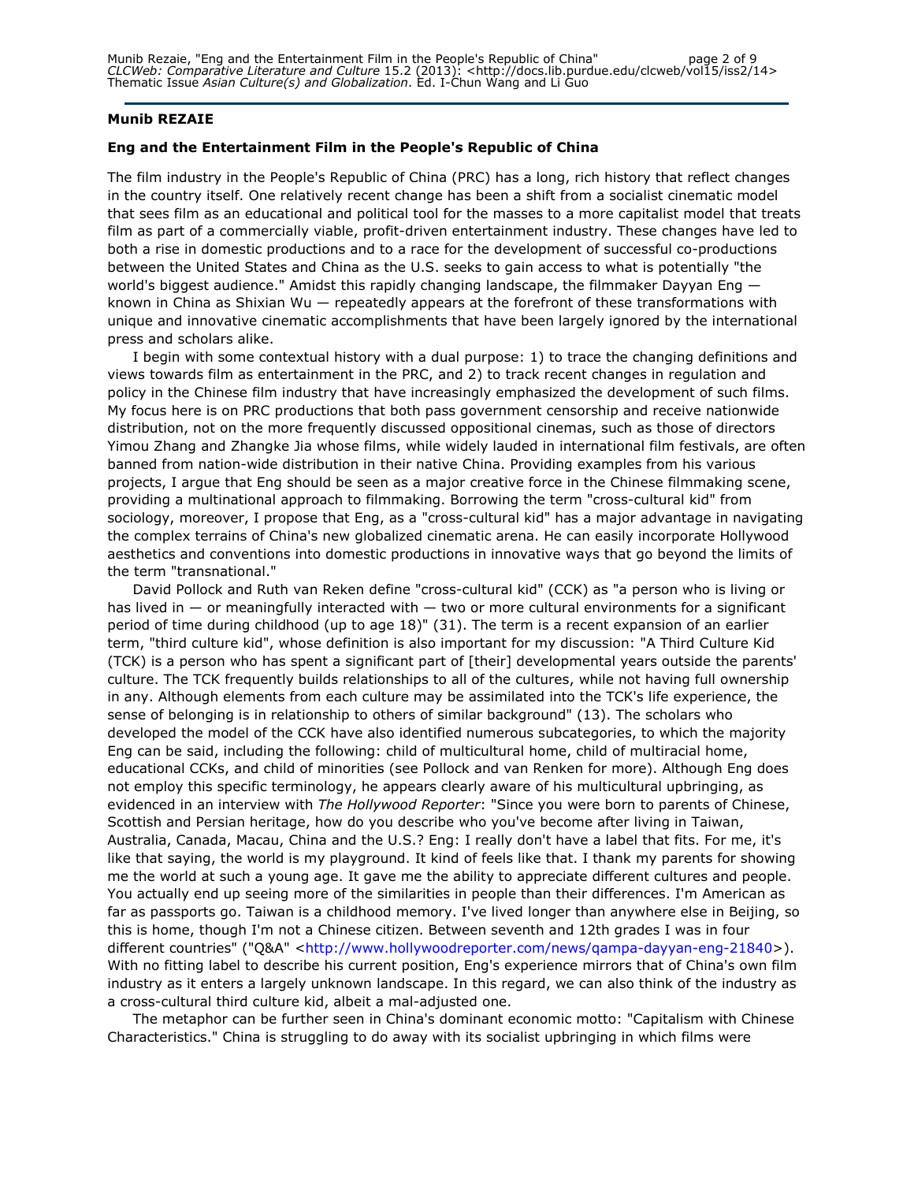**Munib REZAIE**

**Eng and the Entertainment Film in the People's Republic of China**

The film industry in the People's Republic of China (PRC) has a long, rich history that reflect changes in the country itself. One relatively recent change has been a shift from a socialist cinematic model that sees film as an educational and political tool for the masses to a more capitalist model that treats film as part of a commercially viable, profit-driven entertainment industry. These changes have led to both a rise in domestic productions and to a race for the development of successful co-productions between the United States and China as the U.S. seeks to gain access to what is potentially "the world's biggest audience." Amidst this rapidly changing landscape, the filmmaker Dayyan Eng — known in China as Shixian Wu — repeatedly appears at the forefront of these transformations with unique and innovative cinematic accomplishments that have been largely ignored by the international press and scholars alike.

I begin with some contextual history with a dual purpose: 1) to trace the changing definitions and views towards film as entertainment in the PRC, and 2) to track recent changes in regulation and policy in the Chinese film industry that have increasingly emphasized the development of such films. My focus here is on PRC productions that both pass government censorship and receive nationwide distribution, not on the more frequently discussed oppositional cinemas, such as those of directors Yimou Zhang and Zhangke Jia whose films, while widely lauded in international film festivals, are often banned from nation-wide distribution in their native China. Providing examples from his various projects, I argue that Eng should be seen as a major creative force in the Chinese filmmaking scene, providing a multinational approach to filmmaking. Borrowing the term "cross-cultural kid" from sociology, moreover, I propose that Eng, as a "cross-cultural kid" has a major advantage in navigating the complex terrains of China's new globalized cinematic arena. He can easily incorporate Hollywood aesthetics and conventions into domestic productions in innovative ways that go beyond the limits of the term "transnational."

David Pollock and Ruth van Reken define "cross-cultural kid" (CCK) as "a person who is living or has lived in — or meaningfully interacted with — two or more cultural environments for a significant period of time during childhood (up to age 18)" (31). The term is a recent expansion of an earlier term, "third culture kid", whose definition is also important for my discussion: "A Third Culture Kid (TCK) is a person who has spent a significant part of [their] developmental years outside the parents' culture. The TCK frequently builds relationships to all of the cultures, while not having full ownership in any. Although elements from each culture may be assimilated into the TCK's life experience, the sense of belonging is in relationship to others of similar background" (13). The scholars who developed the model of the CCK have also identified numerous subcategories, to which the majority Eng can be said, including the following: child of multicultural home, child of multiracial home, educational CCKs, and child of minorities (see Pollock and van Renken for more). Although Eng does not employ this specific terminology, he appears clearly aware of his multicultural upbringing, as evidenced in an interview with *The Hollywood Reporter*: "Since you were born to parents of Chinese, Scottish and Persian heritage, how do you describe who you've become after living in Taiwan, Australia, Canada, Macau, China and the U.S.? Eng: I really don't have a label that fits. For me, it's like that saying, the world is my playground. It kind of feels like that. I thank my parents for showing me the world at such a young age. It gave me the ability to appreciate different cultures and people. You actually end up seeing more of the similarities in people than their differences. I'm American as far as passports go. Taiwan is a childhood memory. I've lived longer than anywhere else in Beijing, so this is home, though I'm not a Chinese citizen. Between seventh and 12th grades I was in four different countries" ("Q&A" <http://www.hollywoodreporter.com/news/qampa-dayyan-eng-21840>). With no fitting label to describe his current position, Eng's experience mirrors that of China's own film industry as it enters a largely unknown landscape. In this regard, we can also think of the industry as a cross-cultural third culture kid, albeit a mal-adjusted one.

The metaphor can be further seen in China's dominant economic motto: "Capitalism with Chinese Characteristics." China is struggling to do away with its socialist upbringing in which films were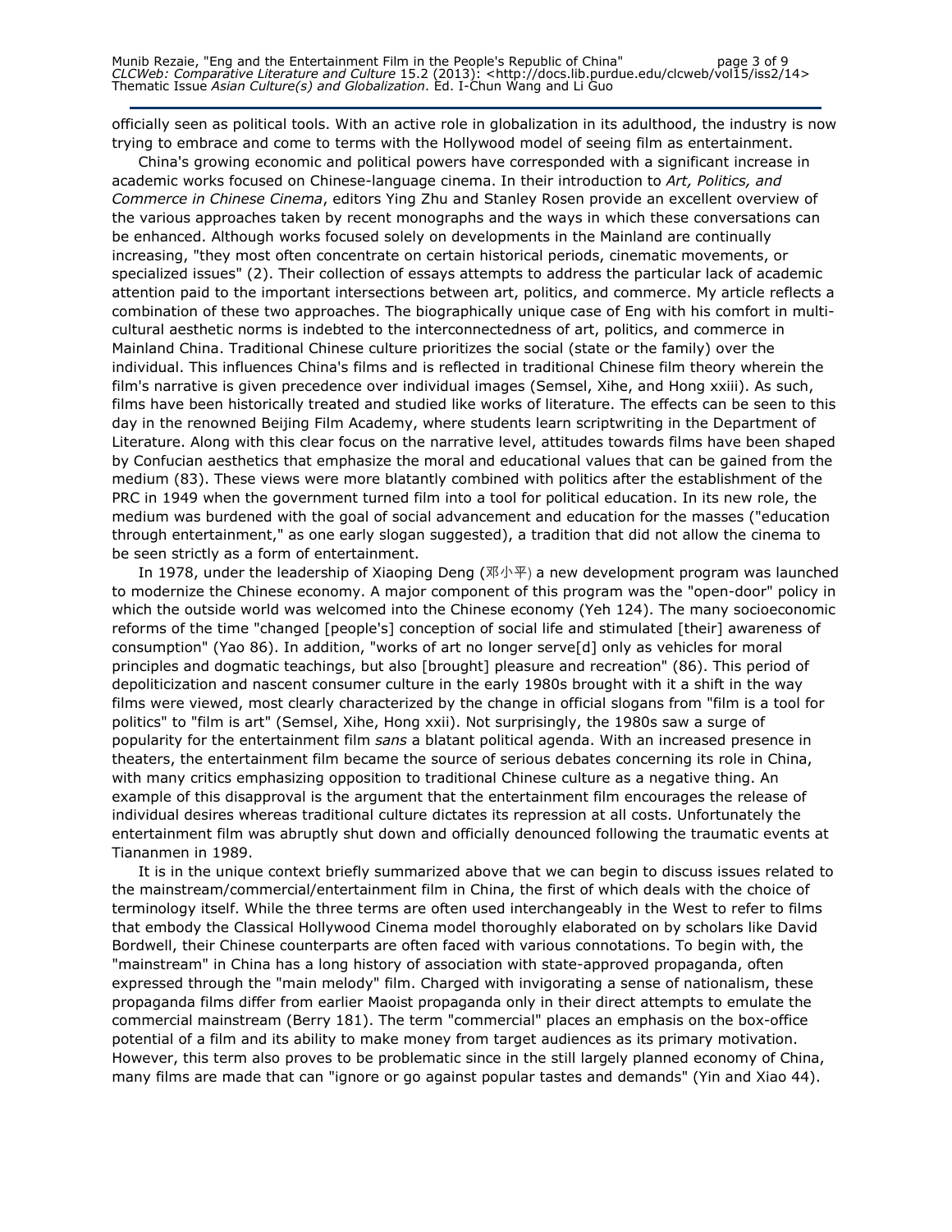officially seen as political tools. With an active role in globalization in its adulthood, the industry is now trying to embrace and come to terms with the Hollywood model of seeing film as entertainment.

China's growing economic and political powers have corresponded with a significant increase in academic works focused on Chinese-language cinema. In their introduction to *Art, Politics, and Commerce in Chinese Cinema*, editors Ying Zhu and Stanley Rosen provide an excellent overview of the various approaches taken by recent monographs and the ways in which these conversations can be enhanced. Although works focused solely on developments in the Mainland are continually increasing, "they most often concentrate on certain historical periods, cinematic movements, or specialized issues" (2). Their collection of essays attempts to address the particular lack of academic attention paid to the important intersections between art, politics, and commerce. My article reflects a combination of these two approaches. The biographically unique case of Eng with his comfort in multi-cultural aesthetic norms is indebted to the interconnectedness of art, politics, and commerce in Mainland China. Traditional Chinese culture prioritizes the social (state or the family) over the individual. This influences China's films and is reflected in traditional Chinese film theory wherein the film's narrative is given precedence over individual images (Semsel, Xihe, and Hong xxiii). As such, films have been historically treated and studied like works of literature. The effects can be seen to this day in the renowned Beijing Film Academy, where students learn scriptwriting in the Department of Literature. Along with this clear focus on the narrative level, attitudes towards films have been shaped by Confucian aesthetics that emphasize the moral and educational values that can be gained from the medium (83). These views were more blatantly combined with politics after the establishment of the PRC in 1949 when the government turned film into a tool for political education. In its new role, the medium was burdened with the goal of social advancement and education for the masses ("education through entertainment," as one early slogan suggested), a tradition that did not allow the cinema to be seen strictly as a form of entertainment.

In 1978, under the leadership of Xiaoping Deng (邓小平) a new development program was launched to modernize the Chinese economy. A major component of this program was the "open-door" policy in which the outside world was welcomed into the Chinese economy (Yeh 124). The many socioeconomic reforms of the time "changed [people's] conception of social life and stimulated [their] awareness of consumption" (Yao 86). In addition, "works of art no longer serve[d] only as vehicles for moral principles and dogmatic teachings, but also [brought] pleasure and recreation" (86). This period of depoliticization and nascent consumer culture in the early 1980s brought with it a shift in the way films were viewed, most clearly characterized by the change in official slogans from "film is a tool for politics" to "film is art" (Semsel, Xihe, Hong xxii). Not surprisingly, the 1980s saw a surge of popularity for the entertainment film *sans* a blatant political agenda. With an increased presence in theaters, the entertainment film became the source of serious debates concerning its role in China, with many critics emphasizing opposition to traditional Chinese culture as a negative thing. An example of this disapproval is the argument that the entertainment film encourages the release of individual desires whereas traditional culture dictates its repression at all costs. Unfortunately the entertainment film was abruptly shut down and officially denounced following the traumatic events at Tiananmen in 1989.

It is in the unique context briefly summarized above that we can begin to discuss issues related to the mainstream/commercial/entertainment film in China, the first of which deals with the choice of terminology itself. While the three terms are often used interchangeably in the West to refer to films that embody the Classical Hollywood Cinema model thoroughly elaborated on by scholars like David Bordwell, their Chinese counterparts are often faced with various connotations. To begin with, the "mainstream" in China has a long history of association with state-approved propaganda, often expressed through the "main melody" film. Charged with invigorating a sense of nationalism, these propaganda films differ from earlier Maoist propaganda only in their direct attempts to emulate the commercial mainstream (Berry 181). The term "commercial" places an emphasis on the box-office potential of a film and its ability to make money from target audiences as its primary motivation. However, this term also proves to be problematic since in the still largely planned economy of China, many films are made that can "ignore or go against popular tastes and demands" (Yin and Xiao 44).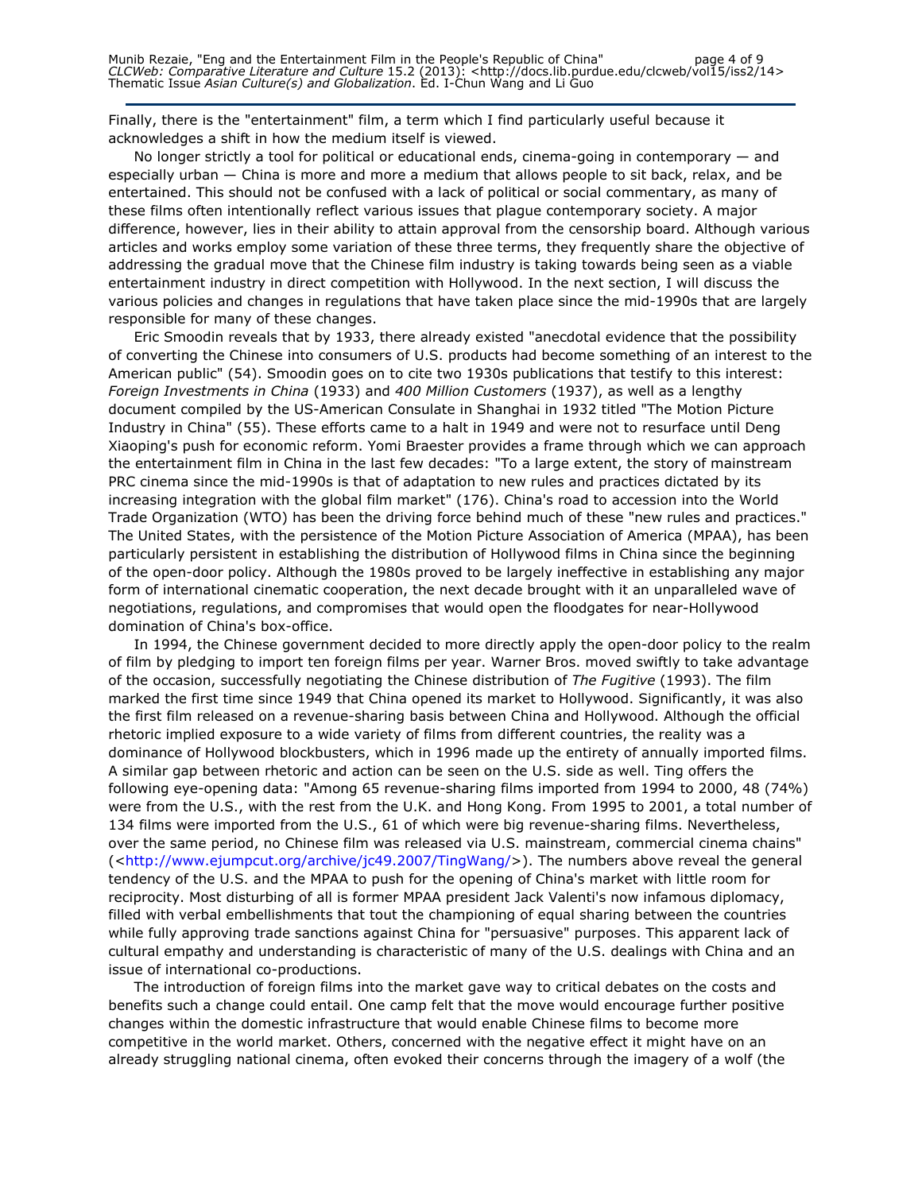Finally, there is the "entertainment" film, a term which I find particularly useful because it acknowledges a shift in how the medium itself is viewed.

No longer strictly a tool for political or educational ends, cinema-going in contemporary — and especially urban — China is more and more a medium that allows people to sit back, relax, and be entertained. This should not be confused with a lack of political or social commentary, as many of these films often intentionally reflect various issues that plague contemporary society. A major difference, however, lies in their ability to attain approval from the censorship board. Although various articles and works employ some variation of these three terms, they frequently share the objective of addressing the gradual move that the Chinese film industry is taking towards being seen as a viable entertainment industry in direct competition with Hollywood. In the next section, I will discuss the various policies and changes in regulations that have taken place since the mid-1990s that are largely responsible for many of these changes.

Eric Smoodin reveals that by 1933, there already existed "anecdotal evidence that the possibility of converting the Chinese into consumers of U.S. products had become something of an interest to the American public" (54). Smoodin goes on to cite two 1930s publications that testify to this interest: *Foreign Investments in China* (1933) and *400 Million Customers* (1937), as well as a lengthy document compiled by the US-American Consulate in Shanghai in 1932 titled "The Motion Picture Industry in China" (55). These efforts came to a halt in 1949 and were not to resurface until Deng Xiaoping's push for economic reform. Yomi Braester provides a frame through which we can approach the entertainment film in China in the last few decades: "To a large extent, the story of mainstream PRC cinema since the mid-1990s is that of adaptation to new rules and practices dictated by its increasing integration with the global film market" (176). China's road to accession into the World Trade Organization (WTO) has been the driving force behind much of these "new rules and practices." The United States, with the persistence of the Motion Picture Association of America (MPAA), has been particularly persistent in establishing the distribution of Hollywood films in China since the beginning of the open-door policy. Although the 1980s proved to be largely ineffective in establishing any major form of international cinematic cooperation, the next decade brought with it an unparalleled wave of negotiations, regulations, and compromises that would open the floodgates for near-Hollywood domination of China's box-office.

In 1994, the Chinese government decided to more directly apply the open-door policy to the realm of film by pledging to import ten foreign films per year. Warner Bros. moved swiftly to take advantage of the occasion, successfully negotiating the Chinese distribution of *The Fugitive* (1993). The film marked the first time since 1949 that China opened its market to Hollywood. Significantly, it was also the first film released on a revenue-sharing basis between China and Hollywood. Although the official rhetoric implied exposure to a wide variety of films from different countries, the reality was a dominance of Hollywood blockbusters, which in 1996 made up the entirety of annually imported films. A similar gap between rhetoric and action can be seen on the U.S. side as well. Ting offers the following eye-opening data: "Among 65 revenue-sharing films imported from 1994 to 2000, 48 (74%) were from the U.S., with the rest from the U.K. and Hong Kong. From 1995 to 2001, a total number of 134 films were imported from the U.S., 61 of which were big revenue-sharing films. Nevertheless, over the same period, no Chinese film was released via U.S. mainstream, commercial cinema chains" (<http://www.ejumpcut.org/archive/jc49.2007/TingWang/>). The numbers above reveal the general tendency of the U.S. and the MPAA to push for the opening of China's market with little room for reciprocity. Most disturbing of all is former MPAA president Jack Valenti's now infamous diplomacy, filled with verbal embellishments that tout the championing of equal sharing between the countries while fully approving trade sanctions against China for "persuasive" purposes. This apparent lack of cultural empathy and understanding is characteristic of many of the U.S. dealings with China and an issue of international co-productions.

The introduction of foreign films into the market gave way to critical debates on the costs and benefits such a change could entail. One camp felt that the move would encourage further positive changes within the domestic infrastructure that would enable Chinese films to become more competitive in the world market. Others, concerned with the negative effect it might have on an already struggling national cinema, often evoked their concerns through the imagery of a wolf (the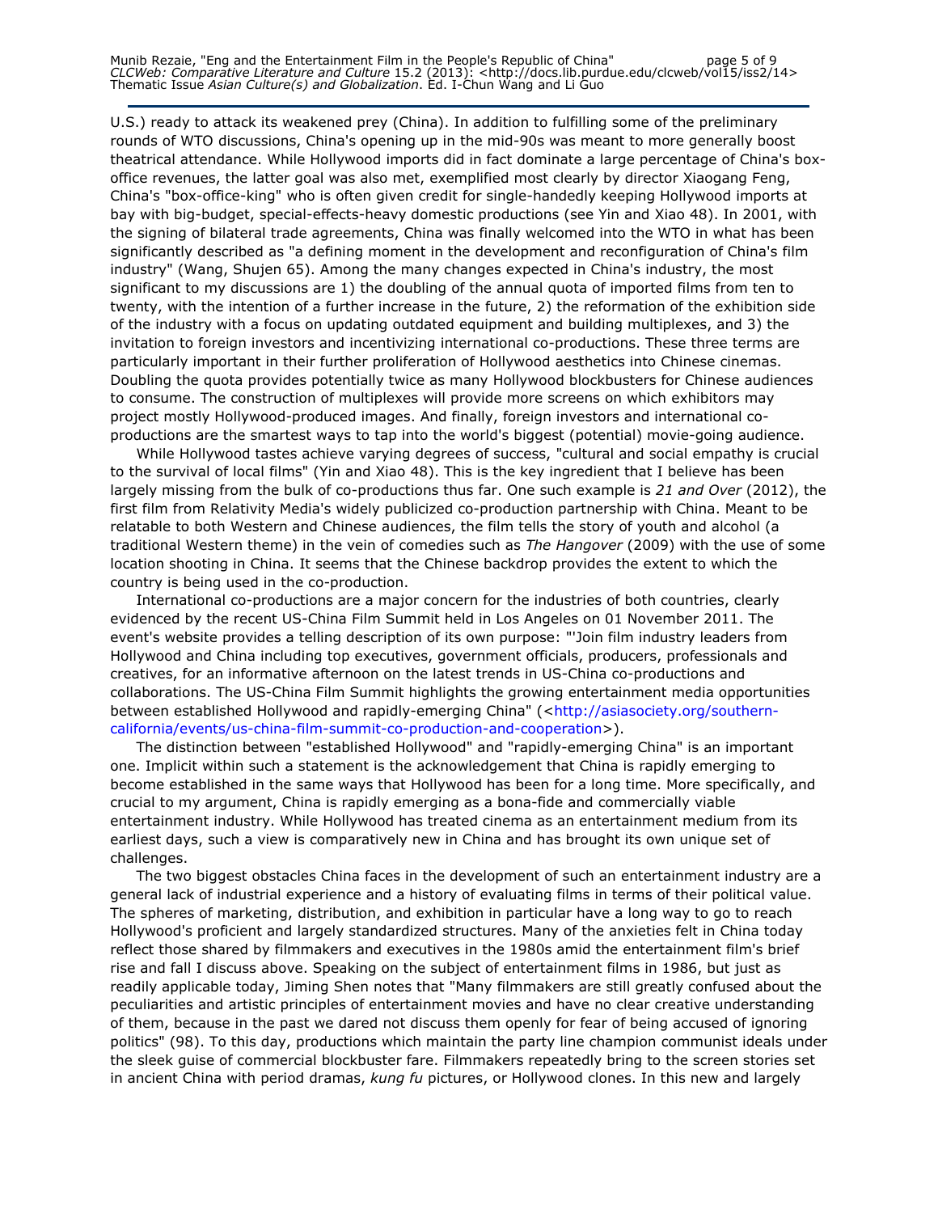U.S.) ready to attack its weakened prey (China). In addition to fulfilling some of the preliminary rounds of WTO discussions, China's opening up in the mid-90s was meant to more generally boost theatrical attendance. While Hollywood imports did in fact dominate a large percentage of China's box-office revenues, the latter goal was also met, exemplified most clearly by director Xiaogang Feng, China's "box-office-king" who is often given credit for single-handedly keeping Hollywood imports at bay with big-budget, special-effects-heavy domestic productions (see Yin and Xiao 48). In 2001, with the signing of bilateral trade agreements, China was finally welcomed into the WTO in what has been significantly described as "a defining moment in the development and reconfiguration of China's film industry" (Wang, Shujen 65). Among the many changes expected in China's industry, the most significant to my discussions are 1) the doubling of the annual quota of imported films from ten to twenty, with the intention of a further increase in the future, 2) the reformation of the exhibition side of the industry with a focus on updating outdated equipment and building multiplexes, and 3) the invitation to foreign investors and incentivizing international co-productions. These three terms are particularly important in their further proliferation of Hollywood aesthetics into Chinese cinemas. Doubling the quota provides potentially twice as many Hollywood blockbusters for Chinese audiences to consume. The construction of multiplexes will provide more screens on which exhibitors may project mostly Hollywood-produced images. And finally, foreign investors and international co-productions are the smartest ways to tap into the world's biggest (potential) movie-going audience.

While Hollywood tastes achieve varying degrees of success, "cultural and social empathy is crucial to the survival of local films" (Yin and Xiao 48). This is the key ingredient that I believe has been largely missing from the bulk of co-productions thus far. One such example is *21 and Over* (2012), the first film from Relativity Media's widely publicized co-production partnership with China. Meant to be relatable to both Western and Chinese audiences, the film tells the story of youth and alcohol (a traditional Western theme) in the vein of comedies such as *The Hangover* (2009) with the use of some location shooting in China. It seems that the Chinese backdrop provides the extent to which the country is being used in the co-production.

International co-productions are a major concern for the industries of both countries, clearly evidenced by the recent US-China Film Summit held in Los Angeles on 01 November 2011. The event's website provides a telling description of its own purpose: "'Join film industry leaders from Hollywood and China including top executives, government officials, producers, professionals and creatives, for an informative afternoon on the latest trends in US-China co-productions and collaborations. The US-China Film Summit highlights the growing entertainment media opportunities between established Hollywood and rapidly-emerging China" (<http://asiasociety.org/southern-california/events/us-china-film-summit-co-production-and-cooperation>).

The distinction between "established Hollywood" and "rapidly-emerging China" is an important one. Implicit within such a statement is the acknowledgement that China is rapidly emerging to become established in the same ways that Hollywood has been for a long time. More specifically, and crucial to my argument, China is rapidly emerging as a bona-fide and commercially viable entertainment industry. While Hollywood has treated cinema as an entertainment medium from its earliest days, such a view is comparatively new in China and has brought its own unique set of challenges.

The two biggest obstacles China faces in the development of such an entertainment industry are a general lack of industrial experience and a history of evaluating films in terms of their political value. The spheres of marketing, distribution, and exhibition in particular have a long way to go to reach Hollywood's proficient and largely standardized structures. Many of the anxieties felt in China today reflect those shared by filmmakers and executives in the 1980s amid the entertainment film's brief rise and fall I discuss above. Speaking on the subject of entertainment films in 1986, but just as readily applicable today, Jiming Shen notes that "Many filmmakers are still greatly confused about the peculiarities and artistic principles of entertainment movies and have no clear creative understanding of them, because in the past we dared not discuss them openly for fear of being accused of ignoring politics" (98). To this day, productions which maintain the party line champion communist ideals under the sleek guise of commercial blockbuster fare. Filmmakers repeatedly bring to the screen stories set in ancient China with period dramas, *kung fu* pictures, or Hollywood clones. In this new and largely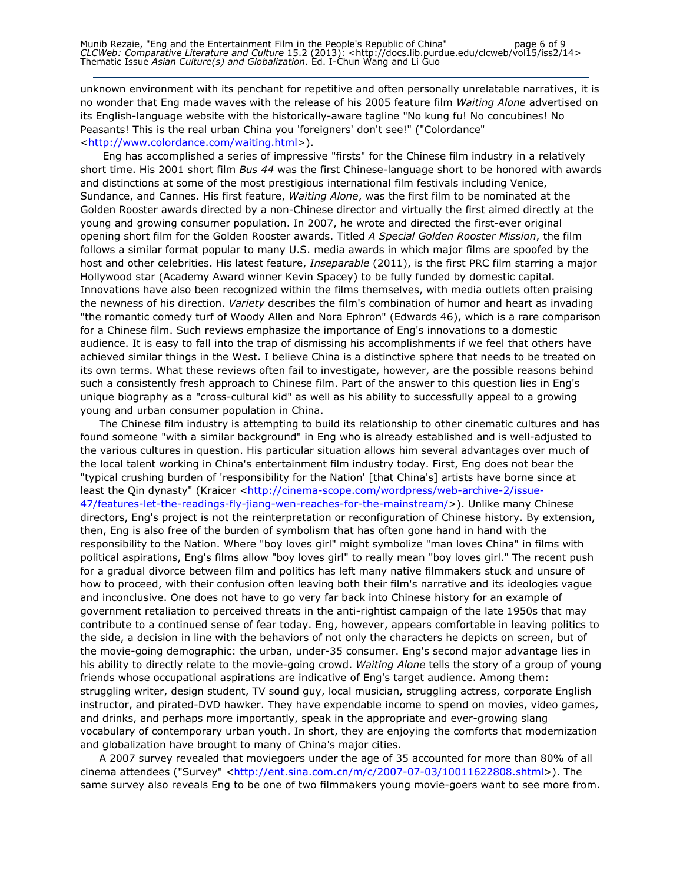unknown environment with its penchant for repetitive and often personally unrelatable narratives, it is no wonder that Eng made waves with the release of his 2005 feature film *Waiting Alone* advertised on its English-language website with the historically-aware tagline "No kung fu! No concubines! No Peasants! This is the real urban China you 'foreigners' don't see!" ("Colordance" <http://www.colordance.com/waiting.html>).

Eng has accomplished a series of impressive "firsts" for the Chinese film industry in a relatively short time. His 2001 short film *Bus 44* was the first Chinese-language short to be honored with awards and distinctions at some of the most prestigious international film festivals including Venice, Sundance, and Cannes. His first feature, *Waiting Alone*, was the first film to be nominated at the Golden Rooster awards directed by a non-Chinese director and virtually the first aimed directly at the young and growing consumer population. In 2007, he wrote and directed the first-ever original opening short film for the Golden Rooster awards. Titled *A Special Golden Rooster Mission*, the film follows a similar format popular to many U.S. media awards in which major films are spoofed by the host and other celebrities. His latest feature, *Inseparable* (2011), is the first PRC film starring a major Hollywood star (Academy Award winner Kevin Spacey) to be fully funded by domestic capital. Innovations have also been recognized within the films themselves, with media outlets often praising the newness of his direction. *Variety* describes the film's combination of humor and heart as invading "the romantic comedy turf of Woody Allen and Nora Ephron" (Edwards 46), which is a rare comparison for a Chinese film. Such reviews emphasize the importance of Eng's innovations to a domestic audience. It is easy to fall into the trap of dismissing his accomplishments if we feel that others have achieved similar things in the West. I believe China is a distinctive sphere that needs to be treated on its own terms. What these reviews often fail to investigate, however, are the possible reasons behind such a consistently fresh approach to Chinese film. Part of the answer to this question lies in Eng's unique biography as a "cross-cultural kid" as well as his ability to successfully appeal to a growing young and urban consumer population in China.

The Chinese film industry is attempting to build its relationship to other cinematic cultures and has found someone "with a similar background" in Eng who is already established and is well-adjusted to the various cultures in question. His particular situation allows him several advantages over much of the local talent working in China's entertainment film industry today. First, Eng does not bear the "typical crushing burden of 'responsibility for the Nation' [that China's] artists have borne since at least the Qin dynasty" (Kraicer <http://cinema-scope.com/wordpress/web-archive-2/issue-47/features-let-the-readings-fly-jiang-wen-reaches-for-the-mainstream/>). Unlike many Chinese directors, Eng's project is not the reinterpretation or reconfiguration of Chinese history. By extension, then, Eng is also free of the burden of symbolism that has often gone hand in hand with the responsibility to the Nation. Where "boy loves girl" might symbolize "man loves China" in films with political aspirations, Eng's films allow "boy loves girl" to really mean "boy loves girl." The recent push for a gradual divorce between film and politics has left many native filmmakers stuck and unsure of how to proceed, with their confusion often leaving both their film's narrative and its ideologies vague and inconclusive. One does not have to go very far back into Chinese history for an example of government retaliation to perceived threats in the anti-rightist campaign of the late 1950s that may contribute to a continued sense of fear today. Eng, however, appears comfortable in leaving politics to the side, a decision in line with the behaviors of not only the characters he depicts on screen, but of the movie-going demographic: the urban, under-35 consumer. Eng's second major advantage lies in his ability to directly relate to the movie-going crowd. *Waiting Alone* tells the story of a group of young friends whose occupational aspirations are indicative of Eng's target audience. Among them: struggling writer, design student, TV sound guy, local musician, struggling actress, corporate English instructor, and pirated-DVD hawker. They have expendable income to spend on movies, video games, and drinks, and perhaps more importantly, speak in the appropriate and ever-growing slang vocabulary of contemporary urban youth. In short, they are enjoying the comforts that modernization and globalization have brought to many of China's major cities.

A 2007 survey revealed that moviegoers under the age of 35 accounted for more than 80% of all cinema attendees ("Survey" <http://ent.sina.com.cn/m/c/2007-07-03/10011622808.shtml>). The same survey also reveals Eng to be one of two filmmakers young movie-goers want to see more from.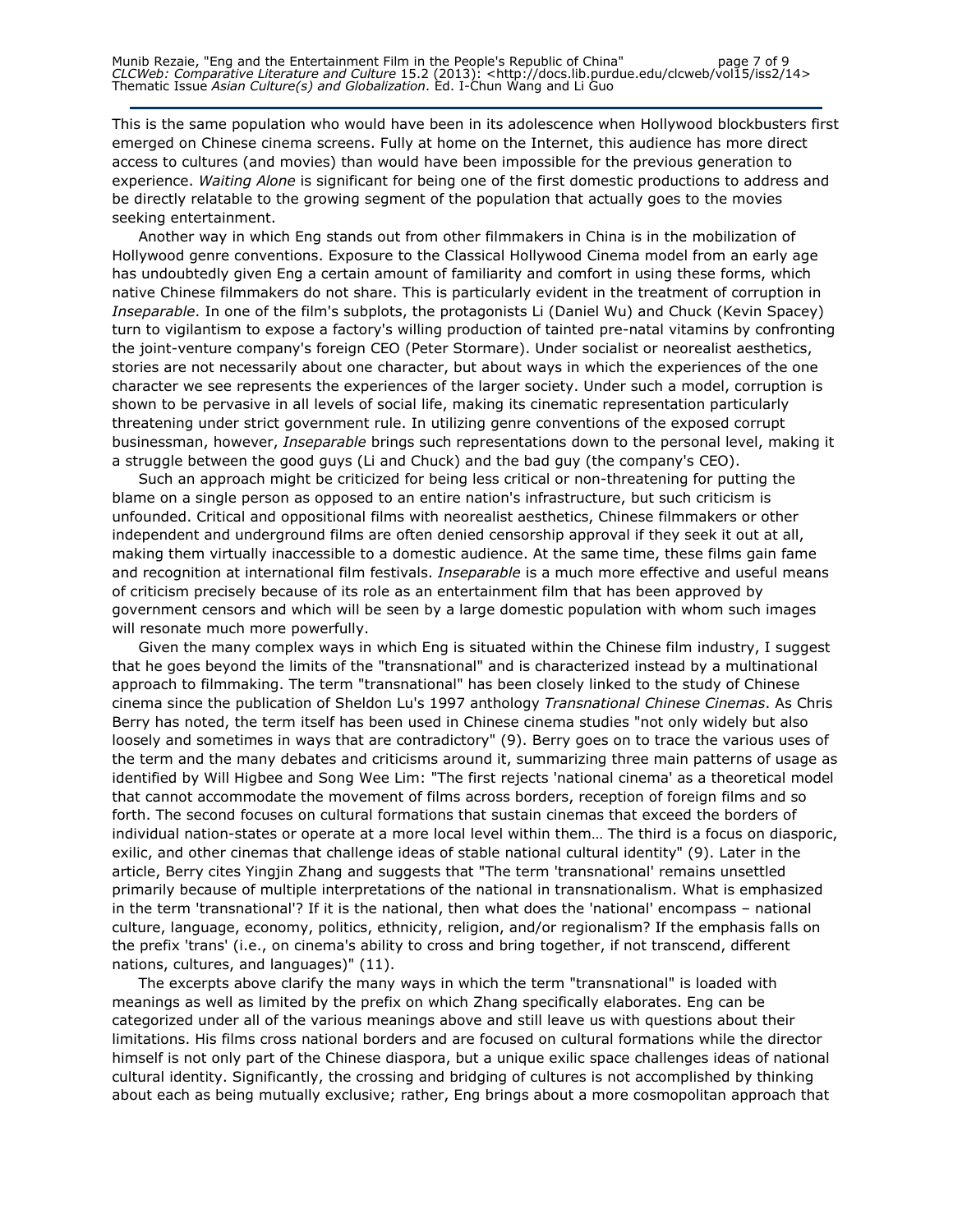This is the same population who would have been in its adolescence when Hollywood blockbusters first emerged on Chinese cinema screens. Fully at home on the Internet, this audience has more direct access to cultures (and movies) than would have been impossible for the previous generation to experience. *Waiting Alone* is significant for being one of the first domestic productions to address and be directly relatable to the growing segment of the population that actually goes to the movies seeking entertainment.

Another way in which Eng stands out from other filmmakers in China is in the mobilization of Hollywood genre conventions. Exposure to the Classical Hollywood Cinema model from an early age has undoubtedly given Eng a certain amount of familiarity and comfort in using these forms, which native Chinese filmmakers do not share. This is particularly evident in the treatment of corruption in *Inseparable*. In one of the film's subplots, the protagonists Li (Daniel Wu) and Chuck (Kevin Spacey) turn to vigilantism to expose a factory's willing production of tainted pre-natal vitamins by confronting the joint-venture company's foreign CEO (Peter Stormare). Under socialist or neorealist aesthetics, stories are not necessarily about one character, but about ways in which the experiences of the one character we see represents the experiences of the larger society. Under such a model, corruption is shown to be pervasive in all levels of social life, making its cinematic representation particularly threatening under strict government rule. In utilizing genre conventions of the exposed corrupt businessman, however, *Inseparable* brings such representations down to the personal level, making it a struggle between the good guys (Li and Chuck) and the bad guy (the company's CEO).

Such an approach might be criticized for being less critical or non-threatening for putting the blame on a single person as opposed to an entire nation's infrastructure, but such criticism is unfounded. Critical and oppositional films with neorealist aesthetics, Chinese filmmakers or other independent and underground films are often denied censorship approval if they seek it out at all, making them virtually inaccessible to a domestic audience. At the same time, these films gain fame and recognition at international film festivals. *Inseparable* is a much more effective and useful means of criticism precisely because of its role as an entertainment film that has been approved by government censors and which will be seen by a large domestic population with whom such images will resonate much more powerfully.

Given the many complex ways in which Eng is situated within the Chinese film industry, I suggest that he goes beyond the limits of the "transnational" and is characterized instead by a multinational approach to filmmaking. The term "transnational" has been closely linked to the study of Chinese cinema since the publication of Sheldon Lu's 1997 anthology *Transnational Chinese Cinemas*. As Chris Berry has noted, the term itself has been used in Chinese cinema studies "not only widely but also loosely and sometimes in ways that are contradictory" (9). Berry goes on to trace the various uses of the term and the many debates and criticisms around it, summarizing three main patterns of usage as identified by Will Higbee and Song Wee Lim: "The first rejects 'national cinema' as a theoretical model that cannot accommodate the movement of films across borders, reception of foreign films and so forth. The second focuses on cultural formations that sustain cinemas that exceed the borders of individual nation-states or operate at a more local level within them… The third is a focus on diasporic, exilic, and other cinemas that challenge ideas of stable national cultural identity" (9). Later in the article, Berry cites Yingjin Zhang and suggests that "The term 'transnational' remains unsettled primarily because of multiple interpretations of the national in transnationalism. What is emphasized in the term 'transnational'? If it is the national, then what does the 'national' encompass – national culture, language, economy, politics, ethnicity, religion, and/or regionalism? If the emphasis falls on the prefix 'trans' (i.e., on cinema's ability to cross and bring together, if not transcend, different nations, cultures, and languages)" (11).

The excerpts above clarify the many ways in which the term "transnational" is loaded with meanings as well as limited by the prefix on which Zhang specifically elaborates. Eng can be categorized under all of the various meanings above and still leave us with questions about their limitations. His films cross national borders and are focused on cultural formations while the director himself is not only part of the Chinese diaspora, but a unique exilic space challenges ideas of national cultural identity. Significantly, the crossing and bridging of cultures is not accomplished by thinking about each as being mutually exclusive; rather, Eng brings about a more cosmopolitan approach that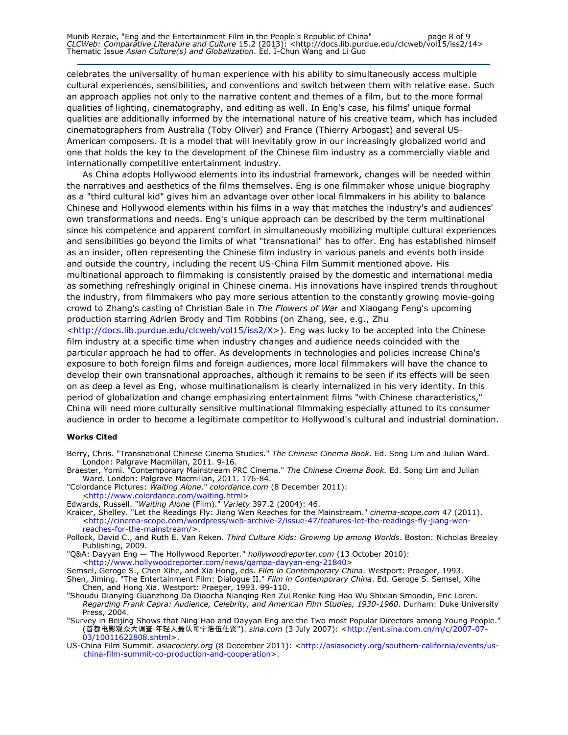celebrates the universality of human experience with his ability to simultaneously access multiple cultural experiences, sensibilities, and conventions and switch between them with relative ease. Such an approach applies not only to the narrative content and themes of a film, but to the more formal qualities of lighting, cinematography, and editing as well. In Eng's case, his films' unique formal qualities are additionally informed by the international nature of his creative team, which has included cinematographers from Australia (Toby Oliver) and France (Thierry Arbogast) and several US-American composers. It is a model that will inevitably grow in our increasingly globalized world and one that holds the key to the development of the Chinese film industry as a commercially viable and internationally competitive entertainment industry.

As China adopts Hollywood elements into its industrial framework, changes will be needed within the narratives and aesthetics of the films themselves. Eng is one filmmaker whose unique biography as a "third cultural kid" gives him an advantage over other local filmmakers in his ability to balance Chinese and Hollywood elements within his films in a way that matches the industry's and audiences' own transformations and needs. Eng's unique approach can be described by the term multinational since his competence and apparent comfort in simultaneously mobilizing multiple cultural experiences and sensibilities go beyond the limits of what "transnational" has to offer. Eng has established himself as an insider, often representing the Chinese film industry in various panels and events both inside and outside the country, including the recent US-China Film Summit mentioned above. His multinational approach to filmmaking is consistently praised by the domestic and international media as something refreshingly original in Chinese cinema. His innovations have inspired trends throughout the industry, from filmmakers who pay more serious attention to the constantly growing movie-going crowd to Zhang's casting of Christian Bale in *The Flowers of War* and Xiaogang Feng's upcoming production starring Adrien Brody and Tim Robbins (on Zhang, see, e.g., Zhu <http://docs.lib.purdue.edu/clcweb/vol15/iss2/X>). Eng was lucky to be accepted into the Chinese film industry at a specific time when industry changes and audience needs coincided with the particular approach he had to offer. As developments in technologies and policies increase China's exposure to both foreign films and foreign audiences, more local filmmakers will have the chance to develop their own transnational approaches, although it remains to be seen if its effects will be seen on as deep a level as Eng, whose multinationalism is clearly internalized in his very identity. In this period of globalization and change emphasizing entertainment films "with Chinese characteristics," China will need more culturally sensitive multinational filmmaking especially attuned to its consumer audience in order to become a legitimate competitor to Hollywood's cultural and industrial domination.

**Works Cited**

Berry, Chris. "Transnational Chinese Cinema Studies." *The Chinese Cinema Book*. Ed. Song Lim and Julian Ward. London: Palgrave Macmillan, 2011. 9-16.

Braester, Yomi. "Contemporary Mainstream PRC Cinema." *The Chinese Cinema Book.* Ed. Song Lim and Julian Ward. London: Palgrave Macmillan, 2011. 176-84.

"Colordance Pictures: *Waiting Alone*." *colordance.com* (8 December 2011): <http://www.colordance.com/waiting.html>

Edwards, Russell. "*Waiting Alone* (Film)." *Variety* 397.2 (2004): 46.

Kraicer, Shelley. "Let the Readings Fly: Jiang Wen Reaches for the Mainstream." *cinema-scope.com* 47 (2011). <http://cinema-scope.com/wordpress/web-archive-2/issue-47/features-let-the-readings-fly-jiang-wen-reaches-for-the-mainstream/>.

Pollock, David C., and Ruth E. Van Reken. *Third Culture Kids: Growing Up among Worlds*. Boston: Nicholas Brealey Publishing, 2009.

"Q&A: Dayyan Eng — The Hollywood Reporter." *hollywoodreporter.com* (13 October 2010): <http://www.hollywoodreporter.com/news/qampa-dayyan-eng-21840>

Semsel, Geroge S., Chen Xihe, and Xia Hong, eds. *Film in Contemporary China*. Westport: Praeger, 1993.

Shen, Jiming. "The Entertainment Film: Dialogue II." *Film in Contemporary China*. Ed. Geroge S. Semsel, Xihe Chen, and Hong Xia. Westport: Praeger, 1993. 99-110.

"Shoudu Dianying Guanzhong Da Diaocha Nianqing Ren Zui Renke Ning Hao Wu Shixian Smoodin, Eric Loren. *Regarding Frank Capra: Audience, Celebrity, and American Film Studies, 1930-1960*. Durham: Duke University Press, 2004.

"Survey in Beijing Shows that Ning Hao and Dayyan Eng are the Two most Popular Directors among Young People." (首都电影观众大调查 年轻人最认可宁浩伍仕贤"). *sina.com* (3 July 2007): <http://ent.sina.com.cn/m/c/2007-07-03/10011622808.shtml>.

US-China Film Summit. *asiacociety.org* (8 December 2011): <http://asiasociety.org/southern-california/events/us-china-film-summit-co-production-and-cooperation>.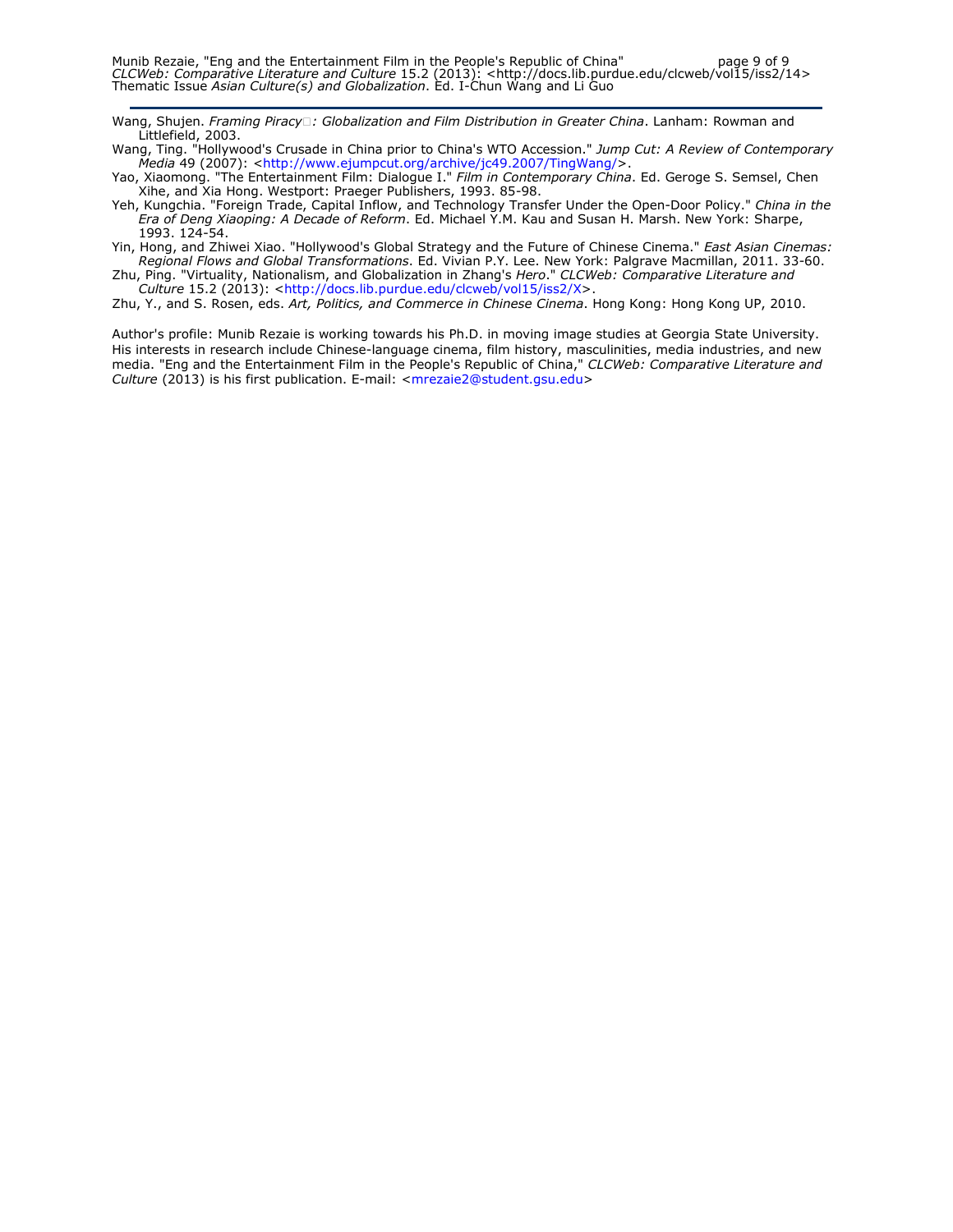Wang, Shujen. *Framing Piracy: Globalization and Film Distribution in Greater China*. Lanham: Rowman and Littlefield, 2003.

Wang, Ting. "Hollywood's Crusade in China prior to China's WTO Accession." *Jump Cut: A Review of Contemporary Media* 49 (2007): <http://www.ejumpcut.org/archive/jc49.2007/TingWang/>.

Yao, Xiaomong. "The Entertainment Film: Dialogue I." *Film in Contemporary China*. Ed. Geroge S. Semsel, Chen Xihe, and Xia Hong. Westport: Praeger Publishers, 1993. 85-98.

Yeh, Kungchia. "Foreign Trade, Capital Inflow, and Technology Transfer Under the Open-Door Policy." *China in the Era of Deng Xiaoping: A Decade of Reform*. Ed. Michael Y.M. Kau and Susan H. Marsh. New York: Sharpe, 1993. 124-54.

Yin, Hong, and Zhiwei Xiao. "Hollywood's Global Strategy and the Future of Chinese Cinema." *East Asian Cinemas: Regional Flows and Global Transformations*. Ed. Vivian P.Y. Lee. New York: Palgrave Macmillan, 2011. 33-60.

Zhu, Ping. "Virtuality, Nationalism, and Globalization in Zhang's *Hero*." *CLCWeb: Comparative Literature and Culture* 15.2 (2013): <http://docs.lib.purdue.edu/clcweb/vol15/iss2/X>.

Zhu, Y., and S. Rosen, eds. *Art, Politics, and Commerce in Chinese Cinema*. Hong Kong: Hong Kong UP, 2010.

Author's profile: Munib Rezaie is working towards his Ph.D. in moving image studies at Georgia State University. His interests in research include Chinese-language cinema, film history, masculinities, media industries, and new media. "Eng and the Entertainment Film in the People's Republic of China," *CLCWeb: Comparative Literature and Culture* (2013) is his first publication. E-mail: <mrezaie2@student.gsu.edu>